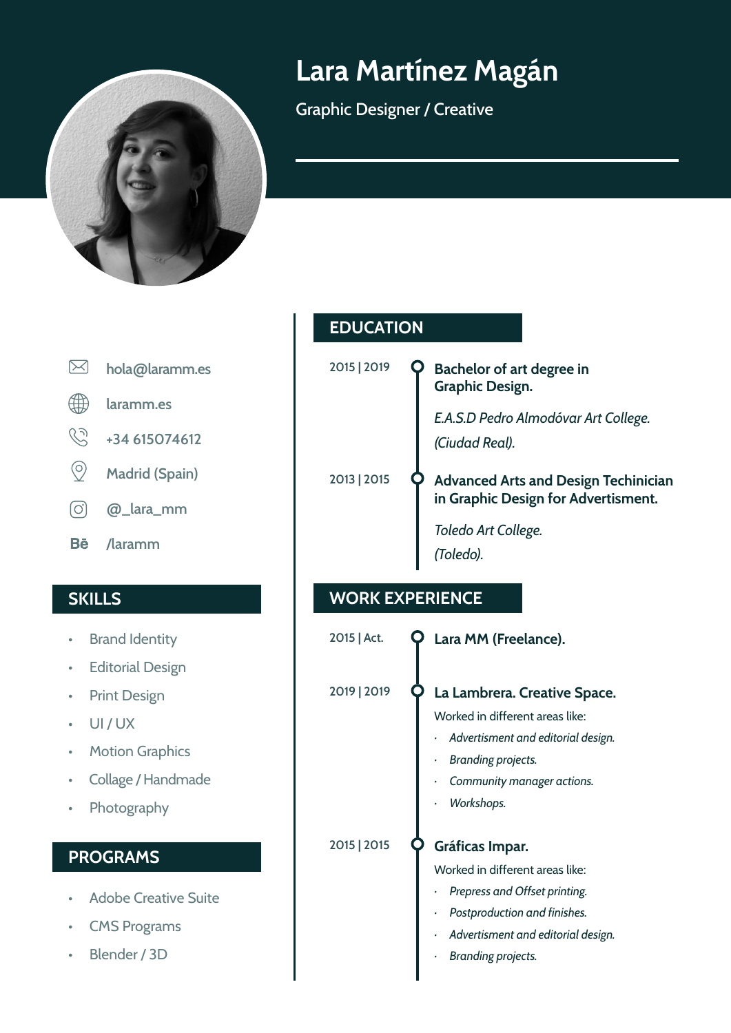# Lara Martínez Magán

Graphic Designer / Creative

- hola@laramm.es
- laramm.es
- +34 615074612
- Madrid (Spain)
- @_lara_mm
- Bē /laramm

## SKILLS

- Brand Identity
- Editorial Design
- Print Design
- UI / UX
- Motion Graphics
- Collage / Handmade
- Photography

## PROGRAMS

- Adobe Creative Suite
- CMS Programs
- Blender / 3D

## EDUCATION

2015 | 2019

**Bachelor of art degree in Graphic Design.**

*E.A.S.D Pedro Almodóvar Art College.*

*(Ciudad Real).*

2013 | 2015

**Advanced Arts and Design Techinician in Graphic Design for Advertisment.**

*Toledo Art College.*

*(Toledo).*

## WORK EXPERIENCE

2015 | Act.

**Lara MM (Freelance).**

2019 | 2019

**La Lambrera. Creative Space.**

Worked in different areas like:

- *Advertisment and editorial design.*
- *Branding projects.*
- *Community manager actions.*
- *Workshops.*

2015 | 2015

**Gráficas Impar.**

Worked in different areas like:

- *Prepress and Offset printing.*
- *Postproduction and finishes.*
- *Advertisment and editorial design.*
- *Branding projects.*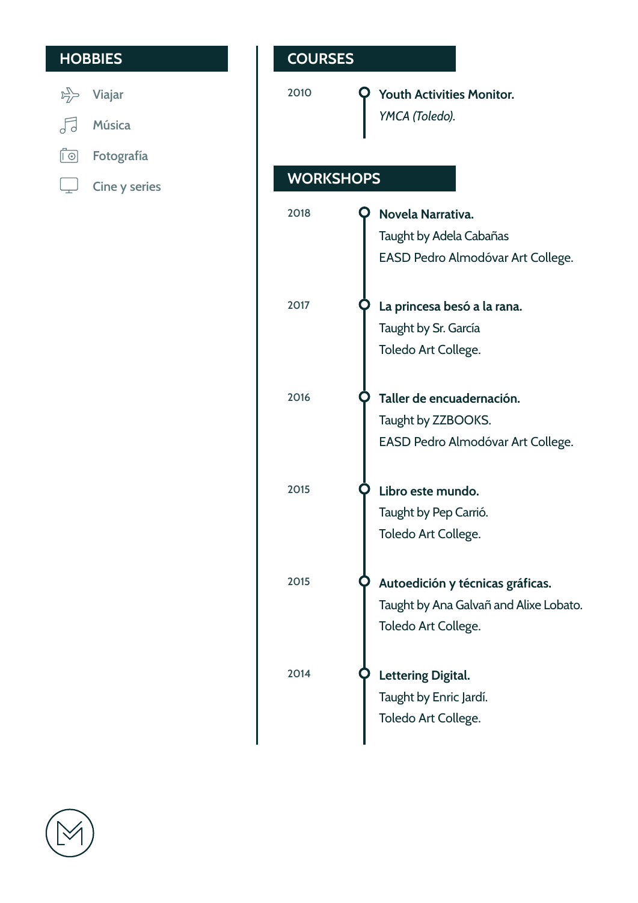## HOBBIES

- Viajar
- Música
- Fotografía
- Cine y series

## COURSES

2010 — **Youth Activities Monitor.**
*YMCA (Toledo).*

## WORKSHOPS

2018 — **Novela Narrativa.**
Taught by Adela Cabañas
EASD Pedro Almodóvar Art College.

2017 — **La princesa besó a la rana.**
Taught by Sr. García
Toledo Art College.

2016 — **Taller de encuadernación.**
Taught by ZZBOOKS.
EASD Pedro Almodóvar Art College.

2015 — **Libro este mundo.**
Taught by Pep Carrió.
Toledo Art College.

2015 — **Autoedición y técnicas gráficas.**
Taught by Ana Galvañ and Alixe Lobato.
Toledo Art College.

2014 — **Lettering Digital.**
Taught by Enric Jardí.
Toledo Art College.